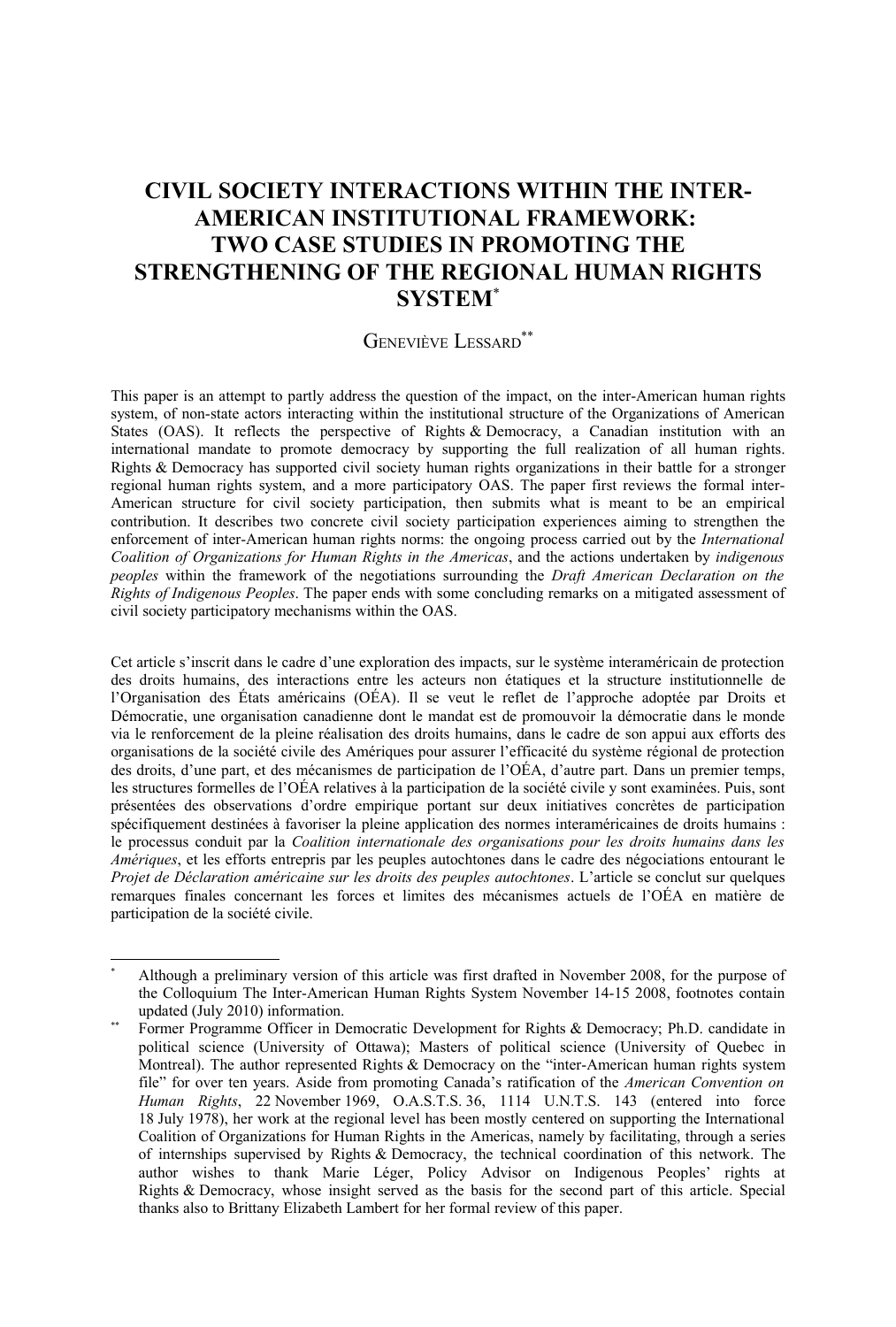# CIVIL SOCIETY INTERACTIONS WITHIN THE INTER-AMERICAN INSTITUTIONAL FRAMEWORK: TWO CASE STUDIES IN PROMOTING THE STRENGTHENING OF THE REGIONAL HUMAN RIGHTS SYSTEM[*]

GENEVIÈVE LESSARD[**]

This paper is an attempt to partly address the question of the impact, on the inter-American human rights system, of non-state actors interacting within the institutional structure of the Organizations of American States (OAS). It reflects the perspective of Rights & Democracy, a Canadian institution with an international mandate to promote democracy by supporting the full realization of all human rights. Rights & Democracy has supported civil society human rights organizations in their battle for a stronger regional human rights system, and a more participatory OAS. The paper first reviews the formal inter-American structure for civil society participation, then submits what is meant to be an empirical contribution. It describes two concrete civil society participation experiences aiming to strengthen the enforcement of inter-American human rights norms: the ongoing process carried out by the *International Coalition of Organizations for Human Rights in the Americas*, and the actions undertaken by *indigenous peoples* within the framework of the negotiations surrounding the *Draft American Declaration on the Rights of Indigenous Peoples*. The paper ends with some concluding remarks on a mitigated assessment of civil society participatory mechanisms within the OAS.

Cet article s'inscrit dans le cadre d'une exploration des impacts, sur le système interaméricain de protection des droits humains, des interactions entre les acteurs non étatiques et la structure institutionnelle de l'Organisation des États américains (OÉA). Il se veut le reflet de l'approche adoptée par Droits et Démocratie, une organisation canadienne dont le mandat est de promouvoir la démocratie dans le monde via le renforcement de la pleine réalisation des droits humains, dans le cadre de son appui aux efforts des organisations de la société civile des Amériques pour assurer l'efficacité du système régional de protection des droits, d'une part, et des mécanismes de participation de l'OÉA, d'autre part. Dans un premier temps, les structures formelles de l'OÉA relatives à la participation de la société civile y sont examinées. Puis, sont présentées des observations d'ordre empirique portant sur deux initiatives concrètes de participation spécifiquement destinées à favoriser la pleine application des normes interaméricaines de droits humains : le processus conduit par la *Coalition internationale des organisations pour les droits humains dans les Amériques*, et les efforts entrepris par les peuples autochtones dans le cadre des négociations entourant le *Projet de Déclaration américaine sur les droits des peuples autochtones*. L'article se conclut sur quelques remarques finales concernant les forces et limites des mécanismes actuels de l'OÉA en matière de participation de la société civile.

---

[*] Although a preliminary version of this article was first drafted in November 2008, for the purpose of the Colloquium The Inter-American Human Rights System November 14-15 2008, footnotes contain updated (July 2010) information.

[**] Former Programme Officer in Democratic Development for Rights & Democracy; Ph.D. candidate in political science (University of Ottawa); Masters of political science (University of Quebec in Montreal). The author represented Rights & Democracy on the "inter-American human rights system file" for over ten years. Aside from promoting Canada's ratification of the *American Convention on Human Rights*, 22 November 1969, O.A.S.T.S. 36, 1114 U.N.T.S. 143 (entered into force 18 July 1978), her work at the regional level has been mostly centered on supporting the International Coalition of Organizations for Human Rights in the Americas, namely by facilitating, through a series of internships supervised by Rights & Democracy, the technical coordination of this network. The author wishes to thank Marie Léger, Policy Advisor on Indigenous Peoples' rights at Rights & Democracy, whose insight served as the basis for the second part of this article. Special thanks also to Brittany Elizabeth Lambert for her formal review of this paper.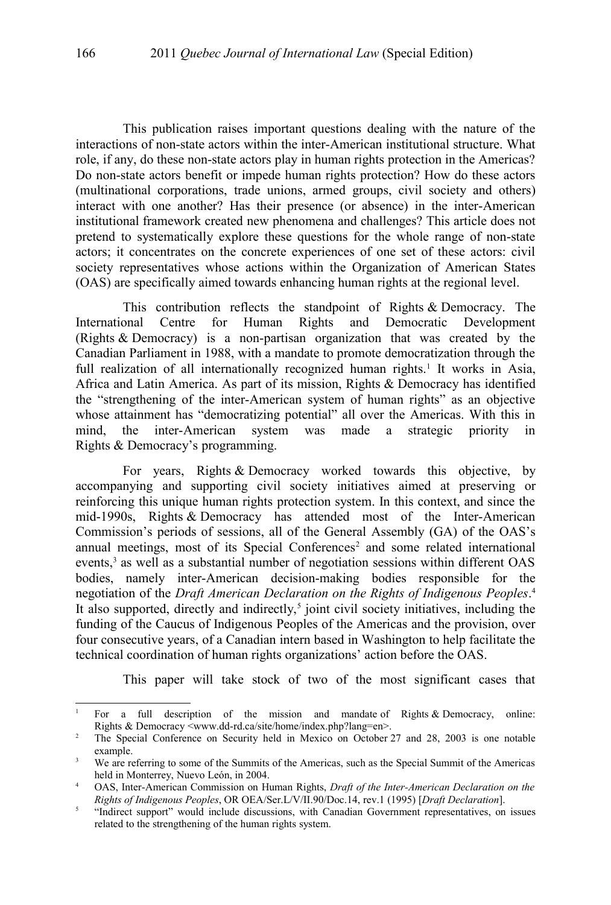This publication raises important questions dealing with the nature of the interactions of non-state actors within the inter-American institutional structure. What role, if any, do these non-state actors play in human rights protection in the Americas? Do non-state actors benefit or impede human rights protection? How do these actors (multinational corporations, trade unions, armed groups, civil society and others) interact with one another? Has their presence (or absence) in the inter-American institutional framework created new phenomena and challenges? This article does not pretend to systematically explore these questions for the whole range of non-state actors; it concentrates on the concrete experiences of one set of these actors: civil society representatives whose actions within the Organization of American States (OAS) are specifically aimed towards enhancing human rights at the regional level.

This contribution reflects the standpoint of Rights & Democracy. The International Centre for Human Rights and Democratic Development (Rights & Democracy) is a non-partisan organization that was created by the Canadian Parliament in 1988, with a mandate to promote democratization through the full realization of all internationally recognized human rights.[1] It works in Asia, Africa and Latin America. As part of its mission, Rights & Democracy has identified the "strengthening of the inter-American system of human rights" as an objective whose attainment has "democratizing potential" all over the Americas. With this in mind, the inter-American system was made a strategic priority in Rights & Democracy's programming.

For years, Rights & Democracy worked towards this objective, by accompanying and supporting civil society initiatives aimed at preserving or reinforcing this unique human rights protection system. In this context, and since the mid-1990s, Rights & Democracy has attended most of the Inter-American Commission's periods of sessions, all of the General Assembly (GA) of the OAS's annual meetings, most of its Special Conferences[2] and some related international events,[3] as well as a substantial number of negotiation sessions within different OAS bodies, namely inter-American decision-making bodies responsible for the negotiation of the *Draft American Declaration on the Rights of Indigenous Peoples*.[4] It also supported, directly and indirectly,[5] joint civil society initiatives, including the funding of the Caucus of Indigenous Peoples of the Americas and the provision, over four consecutive years, of a Canadian intern based in Washington to help facilitate the technical coordination of human rights organizations' action before the OAS.

This paper will take stock of two of the most significant cases that

---

[1] For a full description of the mission and mandate of Rights & Democracy, online: Rights & Democracy <www.dd-rd.ca/site/home/index.php?lang=en>.

[2] The Special Conference on Security held in Mexico on October 27 and 28, 2003 is one notable example.

[3] We are referring to some of the Summits of the Americas, such as the Special Summit of the Americas held in Monterrey, Nuevo León, in 2004.

[4] OAS, Inter-American Commission on Human Rights, *Draft of the Inter-American Declaration on the Rights of Indigenous Peoples*, OR OEA/Ser.L/V/II.90/Doc.14, rev.1 (1995) [*Draft Declaration*].

[5] "Indirect support" would include discussions, with Canadian Government representatives, on issues related to the strengthening of the human rights system.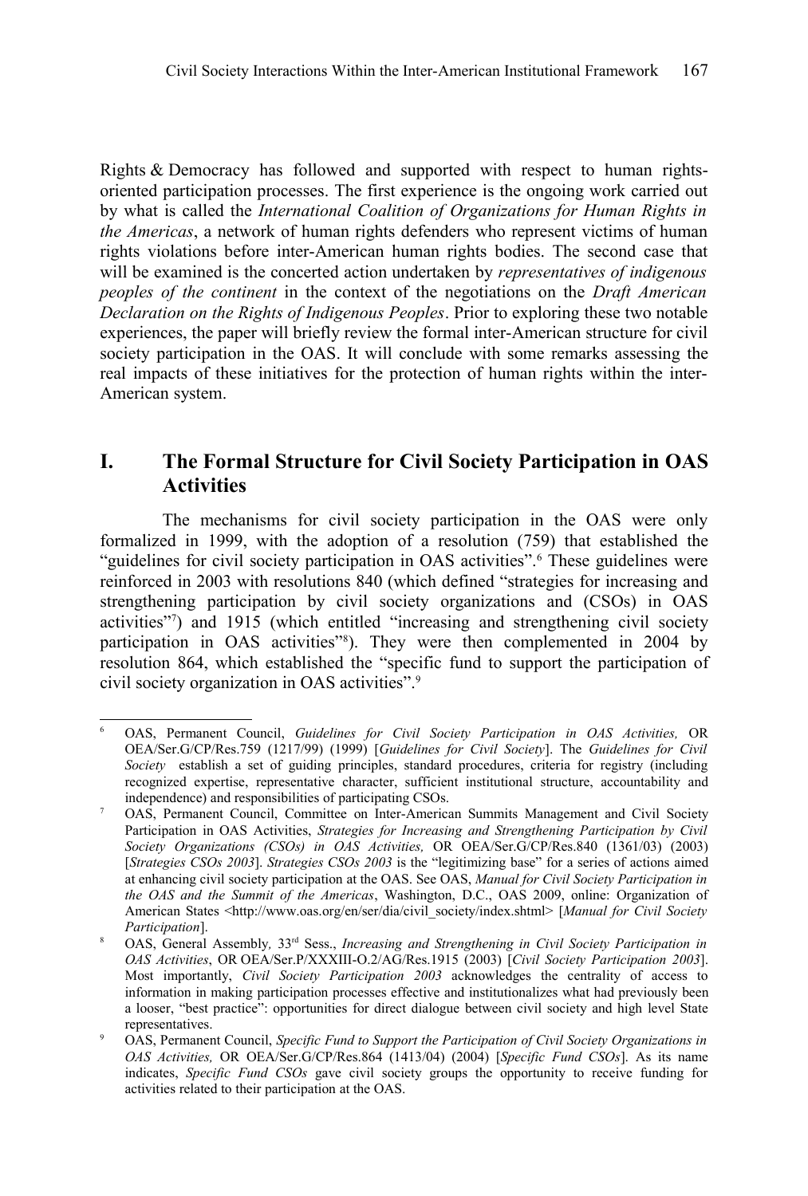Rights & Democracy has followed and supported with respect to human rights-oriented participation processes. The first experience is the ongoing work carried out by what is called the *International Coalition of Organizations for Human Rights in the Americas*, a network of human rights defenders who represent victims of human rights violations before inter-American human rights bodies. The second case that will be examined is the concerted action undertaken by *representatives of indigenous peoples of the continent* in the context of the negotiations on the *Draft American Declaration on the Rights of Indigenous Peoples*. Prior to exploring these two notable experiences, the paper will briefly review the formal inter-American structure for civil society participation in the OAS. It will conclude with some remarks assessing the real impacts of these initiatives for the protection of human rights within the inter-American system.

## I. The Formal Structure for Civil Society Participation in OAS Activities

The mechanisms for civil society participation in the OAS were only formalized in 1999, with the adoption of a resolution (759) that established the "guidelines for civil society participation in OAS activities".[6] These guidelines were reinforced in 2003 with resolutions 840 (which defined "strategies for increasing and strengthening participation by civil society organizations and (CSOs) in OAS activities"[7]) and 1915 (which entitled "increasing and strengthening civil society participation in OAS activities"[8]). They were then complemented in 2004 by resolution 864, which established the "specific fund to support the participation of civil society organization in OAS activities".[9]

---

[6] OAS, Permanent Council, *Guidelines for Civil Society Participation in OAS Activities,* OR OEA/Ser.G/CP/Res.759 (1217/99) (1999) [*Guidelines for Civil Society*]. The *Guidelines for Civil Society* establish a set of guiding principles, standard procedures, criteria for registry (including recognized expertise, representative character, sufficient institutional structure, accountability and independence) and responsibilities of participating CSOs.

[7] OAS, Permanent Council, Committee on Inter-American Summits Management and Civil Society Participation in OAS Activities, *Strategies for Increasing and Strengthening Participation by Civil Society Organizations (CSOs) in OAS Activities,* OR OEA/Ser.G/CP/Res.840 (1361/03) (2003) [*Strategies CSOs 2003*]. *Strategies CSOs 2003* is the "legitimizing base" for a series of actions aimed at enhancing civil society participation at the OAS. See OAS, *Manual for Civil Society Participation in the OAS and the Summit of the Americas*, Washington, D.C., OAS 2009, online: Organization of American States <http://www.oas.org/en/ser/dia/civil_society/index.shtml> [*Manual for Civil Society Participation*].

[8] OAS, General Assembly*,* 33rd Sess., *Increasing and Strengthening in Civil Society Participation in OAS Activities*, OR OEA/Ser.P/XXXIII-O.2/AG/Res.1915 (2003) [*Civil Society Participation 2003*]. Most importantly, *Civil Society Participation 2003* acknowledges the centrality of access to information in making participation processes effective and institutionalizes what had previously been a looser, "best practice": opportunities for direct dialogue between civil society and high level State representatives.

[9] OAS, Permanent Council, *Specific Fund to Support the Participation of Civil Society Organizations in OAS Activities,* OR OEA/Ser.G/CP/Res.864 (1413/04) (2004) [*Specific Fund CSOs*]. As its name indicates, *Specific Fund CSOs* gave civil society groups the opportunity to receive funding for activities related to their participation at the OAS.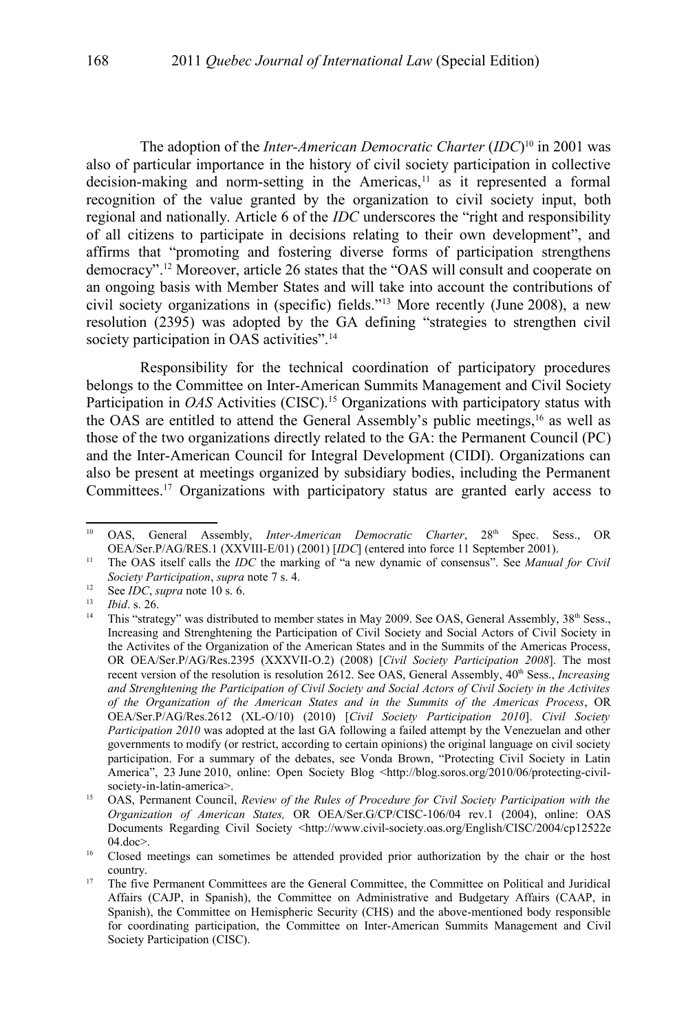The adoption of the *Inter-American Democratic Charter* (*IDC*)[10] in 2001 was also of particular importance in the history of civil society participation in collective decision-making and norm-setting in the Americas,[11] as it represented a formal recognition of the value granted by the organization to civil society input, both regional and nationally. Article 6 of the *IDC* underscores the "right and responsibility of all citizens to participate in decisions relating to their own development", and affirms that "promoting and fostering diverse forms of participation strengthens democracy".[12] Moreover, article 26 states that the "OAS will consult and cooperate on an ongoing basis with Member States and will take into account the contributions of civil society organizations in (specific) fields."[13] More recently (June 2008), a new resolution (2395) was adopted by the GA defining "strategies to strengthen civil society participation in OAS activities".[14]

Responsibility for the technical coordination of participatory procedures belongs to the Committee on Inter-American Summits Management and Civil Society Participation in *OAS* Activities (CISC).[15] Organizations with participatory status with the OAS are entitled to attend the General Assembly's public meetings,[16] as well as those of the two organizations directly related to the GA: the Permanent Council (PC) and the Inter-American Council for Integral Development (CIDI). Organizations can also be present at meetings organized by subsidiary bodies, including the Permanent Committees.[17] Organizations with participatory status are granted early access to

---

[10] OAS, General Assembly, *Inter-American Democratic Charter*, 28th Spec. Sess., OR OEA/Ser.P/AG/RES.1 (XXVIII-E/01) (2001) [*IDC*] (entered into force 11 September 2001).

[11] The OAS itself calls the *IDC* the marking of "a new dynamic of consensus". See *Manual for Civil Society Participation*, *supra* note 7 s. 4.

[12] See *IDC*, *supra* note 10 s. 6.

[13] *Ibid*. s. 26.

[14] This "strategy" was distributed to member states in May 2009. See OAS, General Assembly, 38th Sess., Increasing and Strenghtening the Participation of Civil Society and Social Actors of Civil Society in the Activites of the Organization of the American States and in the Summits of the Americas Process, OR OEA/Ser.P/AG/Res.2395 (XXXVII-O.2) (2008) [*Civil Society Participation 2008*]. The most recent version of the resolution is resolution 2612. See OAS, General Assembly, 40th Sess., *Increasing and Strenghtening the Participation of Civil Society and Social Actors of Civil Society in the Activites of the Organization of the American States and in the Summits of the Americas Process*, OR OEA/Ser.P/AG/Res.2612 (XL-O/10) (2010) [*Civil Society Participation 2010*]. *Civil Society Participation 2010* was adopted at the last GA following a failed attempt by the Venezuelan and other governments to modify (or restrict, according to certain opinions) the original language on civil society participation. For a summary of the debates, see Vonda Brown, "Protecting Civil Society in Latin America", 23 June 2010, online: Open Society Blog <http://blog.soros.org/2010/06/protecting-civil-society-in-latin-america>.

[15] OAS, Permanent Council, *Review of the Rules of Procedure for Civil Society Participation with the Organization of American States,* OR OEA/Ser.G/CP/CISC-106/04 rev.1 (2004), online: OAS Documents Regarding Civil Society <http://www.civil-society.oas.org/English/CISC/2004/cp12522e04.doc>.

[16] Closed meetings can sometimes be attended provided prior authorization by the chair or the host country.

[17] The five Permanent Committees are the General Committee, the Committee on Political and Juridical Affairs (CAJP, in Spanish), the Committee on Administrative and Budgetary Affairs (CAAP, in Spanish), the Committee on Hemispheric Security (CHS) and the above-mentioned body responsible for coordinating participation, the Committee on Inter-American Summits Management and Civil Society Participation (CISC).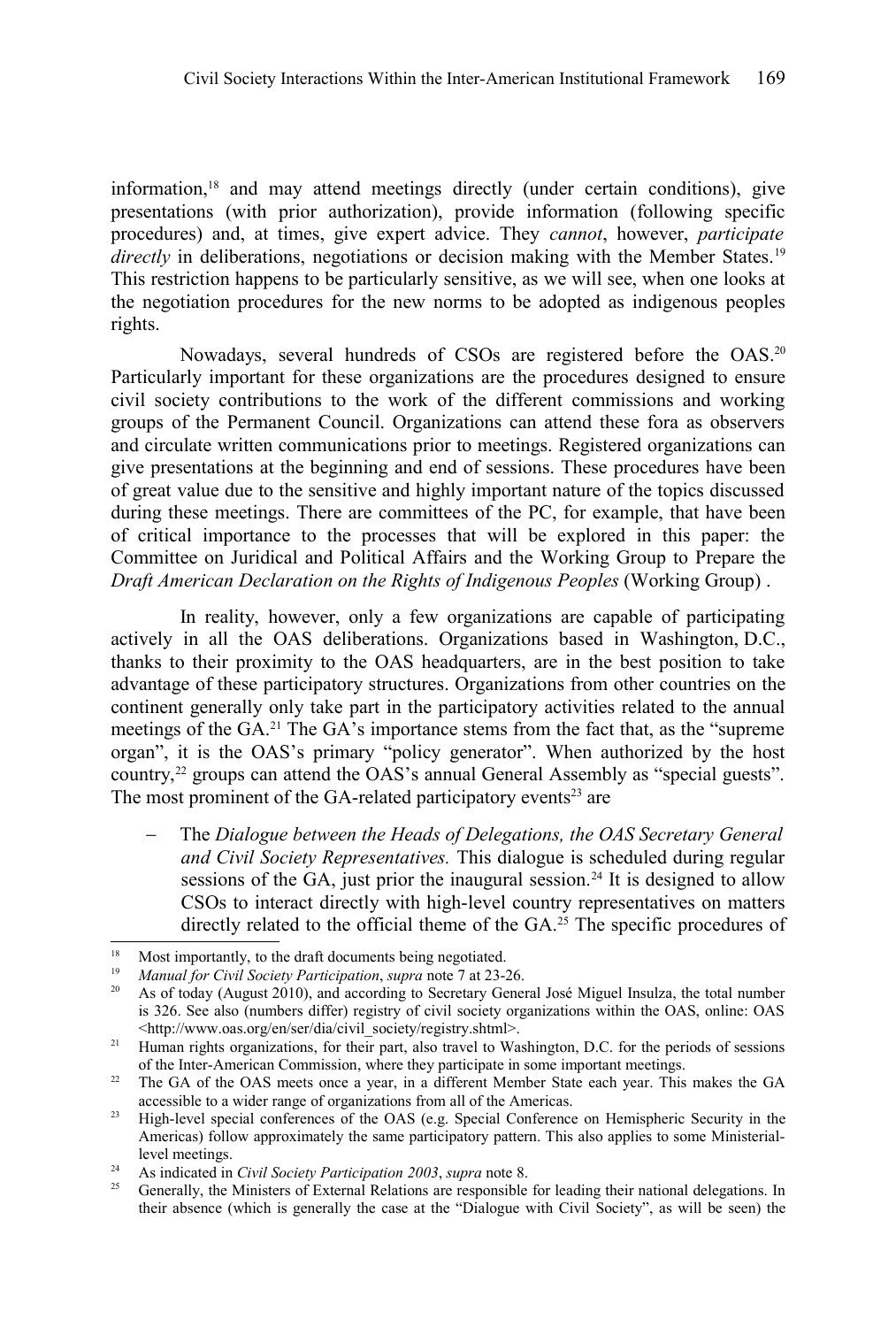information,[18] and may attend meetings directly (under certain conditions), give presentations (with prior authorization), provide information (following specific procedures) and, at times, give expert advice. They *cannot*, however, *participate directly* in deliberations, negotiations or decision making with the Member States.[19] This restriction happens to be particularly sensitive, as we will see, when one looks at the negotiation procedures for the new norms to be adopted as indigenous peoples rights.

Nowadays, several hundreds of CSOs are registered before the OAS.[20] Particularly important for these organizations are the procedures designed to ensure civil society contributions to the work of the different commissions and working groups of the Permanent Council. Organizations can attend these fora as observers and circulate written communications prior to meetings. Registered organizations can give presentations at the beginning and end of sessions. These procedures have been of great value due to the sensitive and highly important nature of the topics discussed during these meetings. There are committees of the PC, for example, that have been of critical importance to the processes that will be explored in this paper: the Committee on Juridical and Political Affairs and the Working Group to Prepare the *Draft American Declaration on the Rights of Indigenous Peoples* (Working Group) .

In reality, however, only a few organizations are capable of participating actively in all the OAS deliberations. Organizations based in Washington, D.C., thanks to their proximity to the OAS headquarters, are in the best position to take advantage of these participatory structures. Organizations from other countries on the continent generally only take part in the participatory activities related to the annual meetings of the GA.[21] The GA's importance stems from the fact that, as the "supreme organ", it is the OAS's primary "policy generator". When authorized by the host country,[22] groups can attend the OAS's annual General Assembly as "special guests". The most prominent of the GA-related participatory events[23] are

- The *Dialogue between the Heads of Delegations, the OAS Secretary General and Civil Society Representatives.* This dialogue is scheduled during regular sessions of the GA, just prior the inaugural session.[24] It is designed to allow CSOs to interact directly with high-level country representatives on matters directly related to the official theme of the GA.[25] The specific procedures of

---

[18] Most importantly, to the draft documents being negotiated.

[19] *Manual for Civil Society Participation*, *supra* note 7 at 23-26.

[20] As of today (August 2010), and according to Secretary General José Miguel Insulza, the total number is 326. See also (numbers differ) registry of civil society organizations within the OAS, online: OAS <http://www.oas.org/en/ser/dia/civil_society/registry.shtml>.

[21] Human rights organizations, for their part, also travel to Washington, D.C. for the periods of sessions of the Inter-American Commission, where they participate in some important meetings.

[22] The GA of the OAS meets once a year, in a different Member State each year. This makes the GA accessible to a wider range of organizations from all of the Americas.

[23] High-level special conferences of the OAS (e.g. Special Conference on Hemispheric Security in the Americas) follow approximately the same participatory pattern. This also applies to some Ministerial-level meetings.

[24] As indicated in *Civil Society Participation 2003*, *supra* note 8.

[25] Generally, the Ministers of External Relations are responsible for leading their national delegations. In their absence (which is generally the case at the "Dialogue with Civil Society", as will be seen) the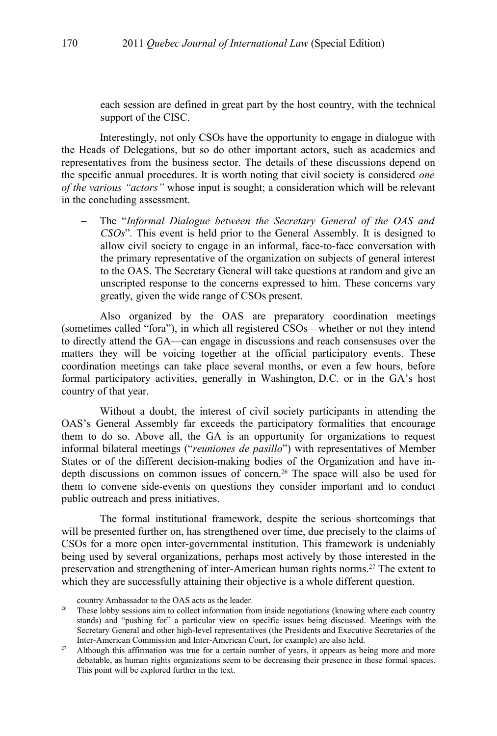each session are defined in great part by the host country, with the technical support of the CISC.

Interestingly, not only CSOs have the opportunity to engage in dialogue with the Heads of Delegations, but so do other important actors, such as academics and representatives from the business sector. The details of these discussions depend on the specific annual procedures. It is worth noting that civil society is considered *one of the various "actors"* whose input is sought; a consideration which will be relevant in the concluding assessment.

- The "*Informal Dialogue between the Secretary General of the OAS and CSOs*". This event is held prior to the General Assembly. It is designed to allow civil society to engage in an informal, face-to-face conversation with the primary representative of the organization on subjects of general interest to the OAS. The Secretary General will take questions at random and give an unscripted response to the concerns expressed to him. These concerns vary greatly, given the wide range of CSOs present.

Also organized by the OAS are preparatory coordination meetings (sometimes called "fora"), in which all registered CSOs—whether or not they intend to directly attend the GA—can engage in discussions and reach consensuses over the matters they will be voicing together at the official participatory events. These coordination meetings can take place several months, or even a few hours, before formal participatory activities, generally in Washington, D.C. or in the GA's host country of that year.

Without a doubt, the interest of civil society participants in attending the OAS's General Assembly far exceeds the participatory formalities that encourage them to do so. Above all, the GA is an opportunity for organizations to request informal bilateral meetings ("*reuniones de pasillo*") with representatives of Member States or of the different decision-making bodies of the Organization and have in-depth discussions on common issues of concern.[26] The space will also be used for them to convene side-events on questions they consider important and to conduct public outreach and press initiatives.

The formal institutional framework, despite the serious shortcomings that will be presented further on, has strengthened over time, due precisely to the claims of CSOs for a more open inter-governmental institution. This framework is undeniably being used by several organizations, perhaps most actively by those interested in the preservation and strengthening of inter-American human rights norms.[27] The extent to which they are successfully attaining their objective is a whole different question.

---

country Ambassador to the OAS acts as the leader.

[26] These lobby sessions aim to collect information from inside negotiations (knowing where each country stands) and "pushing for" a particular view on specific issues being discussed. Meetings with the Secretary General and other high-level representatives (the Presidents and Executive Secretaries of the Inter-American Commission and Inter-American Court, for example) are also held.

[27] Although this affirmation was true for a certain number of years, it appears as being more and more debatable, as human rights organizations seem to be decreasing their presence in these formal spaces. This point will be explored further in the text.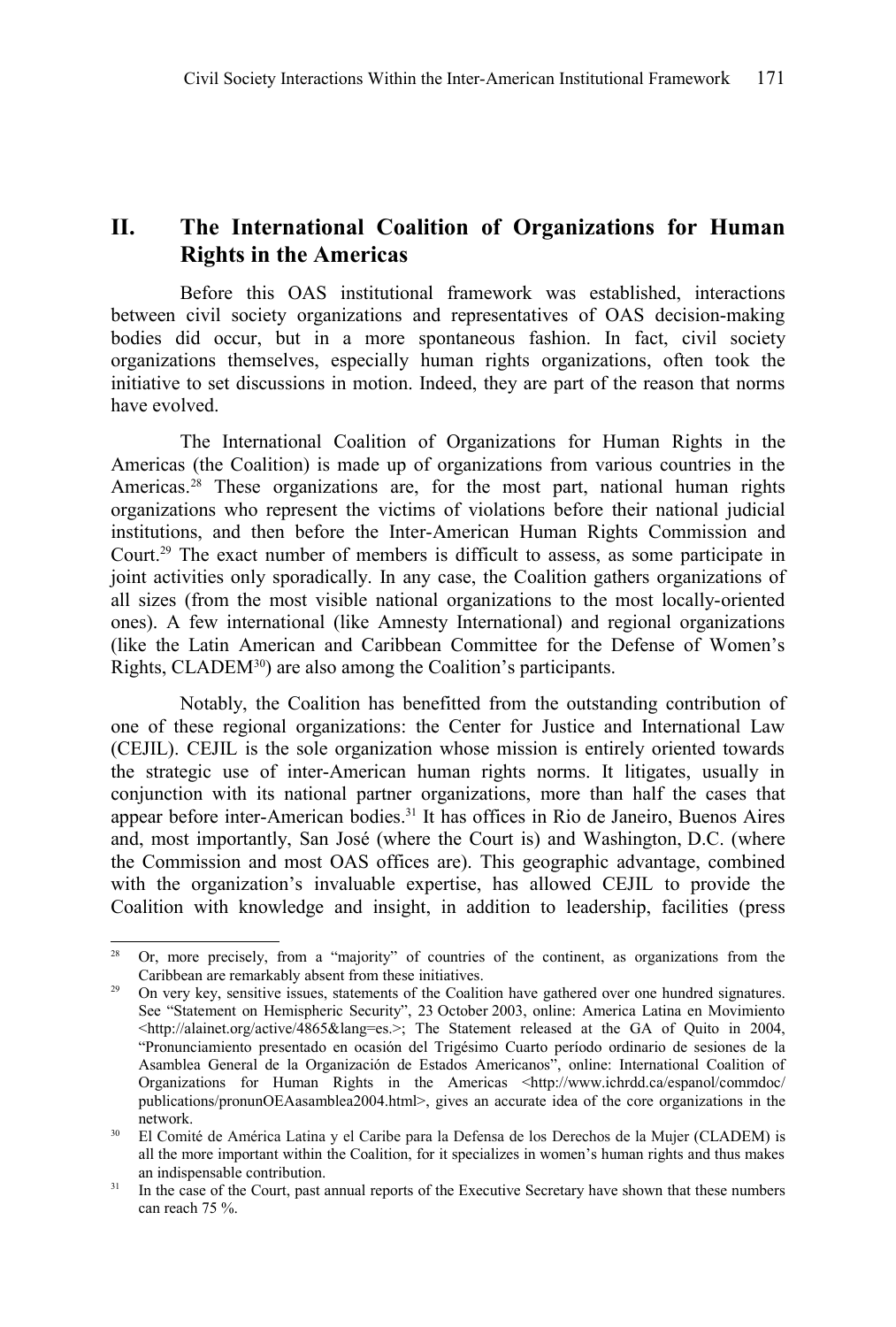## II. The International Coalition of Organizations for Human Rights in the Americas

Before this OAS institutional framework was established, interactions between civil society organizations and representatives of OAS decision-making bodies did occur, but in a more spontaneous fashion. In fact, civil society organizations themselves, especially human rights organizations, often took the initiative to set discussions in motion. Indeed, they are part of the reason that norms have evolved.

The International Coalition of Organizations for Human Rights in the Americas (the Coalition) is made up of organizations from various countries in the Americas.[28] These organizations are, for the most part, national human rights organizations who represent the victims of violations before their national judicial institutions, and then before the Inter-American Human Rights Commission and Court.[29] The exact number of members is difficult to assess, as some participate in joint activities only sporadically. In any case, the Coalition gathers organizations of all sizes (from the most visible national organizations to the most locally-oriented ones). A few international (like Amnesty International) and regional organizations (like the Latin American and Caribbean Committee for the Defense of Women's Rights, CLADEM[30]) are also among the Coalition's participants.

Notably, the Coalition has benefitted from the outstanding contribution of one of these regional organizations: the Center for Justice and International Law (CEJIL). CEJIL is the sole organization whose mission is entirely oriented towards the strategic use of inter-American human rights norms. It litigates, usually in conjunction with its national partner organizations, more than half the cases that appear before inter-American bodies.[31] It has offices in Rio de Janeiro, Buenos Aires and, most importantly, San José (where the Court is) and Washington, D.C. (where the Commission and most OAS offices are). This geographic advantage, combined with the organization's invaluable expertise, has allowed CEJIL to provide the Coalition with knowledge and insight, in addition to leadership, facilities (press

---

[28] Or, more precisely, from a "majority" of countries of the continent, as organizations from the Caribbean are remarkably absent from these initiatives.

[29] On very key, sensitive issues, statements of the Coalition have gathered over one hundred signatures. See "Statement on Hemispheric Security", 23 October 2003, online: America Latina en Movimiento <http://alainet.org/active/4865&lang=es.>; The Statement released at the GA of Quito in 2004, "Pronunciamiento presentado en ocasión del Trigésimo Cuarto período ordinario de sesiones de la Asamblea General de la Organización de Estados Americanos", online: International Coalition of Organizations for Human Rights in the Americas <http://www.ichrdd.ca/espanol/commdoc/publications/pronunOEAasamblea2004.html>, gives an accurate idea of the core organizations in the network.

[30] El Comité de América Latina y el Caribe para la Defensa de los Derechos de la Mujer (CLADEM) is all the more important within the Coalition, for it specializes in women's human rights and thus makes an indispensable contribution.

[31] In the case of the Court, past annual reports of the Executive Secretary have shown that these numbers can reach 75 %.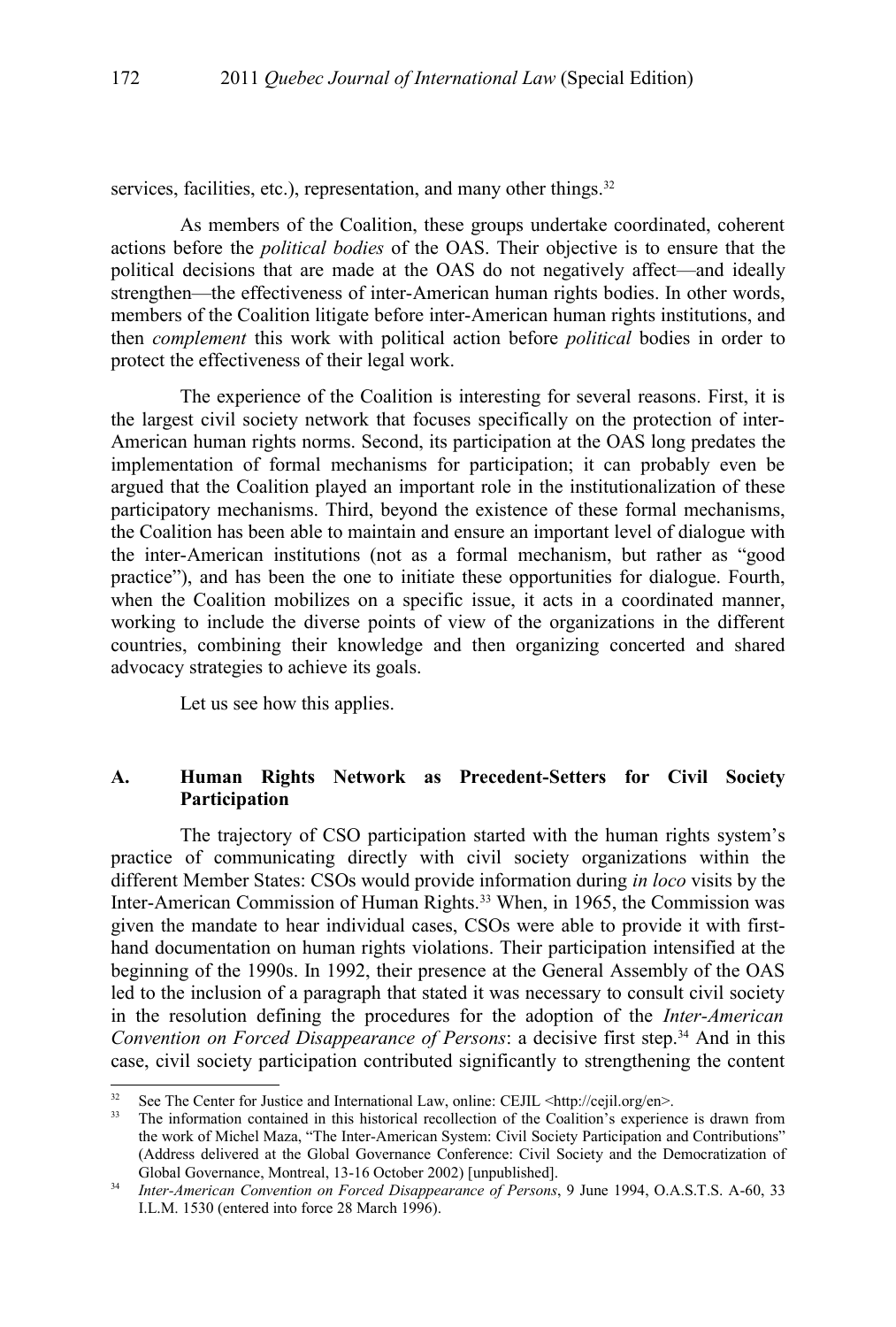services, facilities, etc.), representation, and many other things.[32]

As members of the Coalition, these groups undertake coordinated, coherent actions before the *political bodies* of the OAS. Their objective is to ensure that the political decisions that are made at the OAS do not negatively affect—and ideally strengthen—the effectiveness of inter-American human rights bodies. In other words, members of the Coalition litigate before inter-American human rights institutions, and then *complement* this work with political action before *political* bodies in order to protect the effectiveness of their legal work.

The experience of the Coalition is interesting for several reasons. First, it is the largest civil society network that focuses specifically on the protection of inter-American human rights norms. Second, its participation at the OAS long predates the implementation of formal mechanisms for participation; it can probably even be argued that the Coalition played an important role in the institutionalization of these participatory mechanisms. Third, beyond the existence of these formal mechanisms, the Coalition has been able to maintain and ensure an important level of dialogue with the inter-American institutions (not as a formal mechanism, but rather as "good practice"), and has been the one to initiate these opportunities for dialogue. Fourth, when the Coalition mobilizes on a specific issue, it acts in a coordinated manner, working to include the diverse points of view of the organizations in the different countries, combining their knowledge and then organizing concerted and shared advocacy strategies to achieve its goals.

Let us see how this applies.

## A. Human Rights Network as Precedent-Setters for Civil Society Participation

The trajectory of CSO participation started with the human rights system's practice of communicating directly with civil society organizations within the different Member States: CSOs would provide information during *in loco* visits by the Inter-American Commission of Human Rights.[33] When, in 1965, the Commission was given the mandate to hear individual cases, CSOs were able to provide it with first-hand documentation on human rights violations. Their participation intensified at the beginning of the 1990s. In 1992, their presence at the General Assembly of the OAS led to the inclusion of a paragraph that stated it was necessary to consult civil society in the resolution defining the procedures for the adoption of the *Inter-American Convention on Forced Disappearance of Persons*: a decisive first step.[34] And in this case, civil society participation contributed significantly to strengthening the content

---

[32] See The Center for Justice and International Law, online: CEJIL <http://cejil.org/en>.

[33] The information contained in this historical recollection of the Coalition's experience is drawn from the work of Michel Maza, "The Inter-American System: Civil Society Participation and Contributions" (Address delivered at the Global Governance Conference: Civil Society and the Democratization of Global Governance, Montreal, 13-16 October 2002) [unpublished].

[34] *Inter-American Convention on Forced Disappearance of Persons*, 9 June 1994, O.A.S.T.S. A-60, 33 I.L.M. 1530 (entered into force 28 March 1996).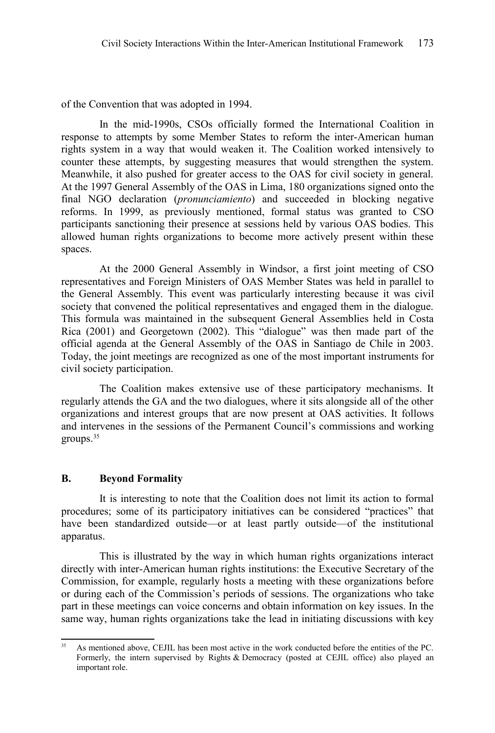of the Convention that was adopted in 1994.

In the mid-1990s, CSOs officially formed the International Coalition in response to attempts by some Member States to reform the inter-American human rights system in a way that would weaken it. The Coalition worked intensively to counter these attempts, by suggesting measures that would strengthen the system. Meanwhile, it also pushed for greater access to the OAS for civil society in general. At the 1997 General Assembly of the OAS in Lima, 180 organizations signed onto the final NGO declaration (*pronunciamiento*) and succeeded in blocking negative reforms. In 1999, as previously mentioned, formal status was granted to CSO participants sanctioning their presence at sessions held by various OAS bodies. This allowed human rights organizations to become more actively present within these spaces.

At the 2000 General Assembly in Windsor, a first joint meeting of CSO representatives and Foreign Ministers of OAS Member States was held in parallel to the General Assembly. This event was particularly interesting because it was civil society that convened the political representatives and engaged them in the dialogue. This formula was maintained in the subsequent General Assemblies held in Costa Rica (2001) and Georgetown (2002). This "dialogue" was then made part of the official agenda at the General Assembly of the OAS in Santiago de Chile in 2003. Today, the joint meetings are recognized as one of the most important instruments for civil society participation.

The Coalition makes extensive use of these participatory mechanisms. It regularly attends the GA and the two dialogues, where it sits alongside all of the other organizations and interest groups that are now present at OAS activities. It follows and intervenes in the sessions of the Permanent Council's commissions and working groups.[35]

## B. Beyond Formality

It is interesting to note that the Coalition does not limit its action to formal procedures; some of its participatory initiatives can be considered "practices" that have been standardized outside—or at least partly outside—of the institutional apparatus.

This is illustrated by the way in which human rights organizations interact directly with inter-American human rights institutions: the Executive Secretary of the Commission, for example, regularly hosts a meeting with these organizations before or during each of the Commission's periods of sessions. The organizations who take part in these meetings can voice concerns and obtain information on key issues. In the same way, human rights organizations take the lead in initiating discussions with key

[35] As mentioned above, CEJIL has been most active in the work conducted before the entities of the PC. Formerly, the intern supervised by Rights & Democracy (posted at CEJIL office) also played an important role.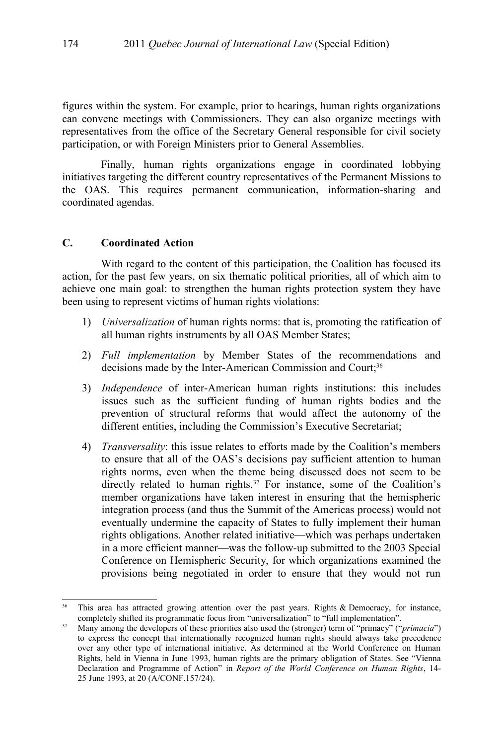figures within the system. For example, prior to hearings, human rights organizations can convene meetings with Commissioners. They can also organize meetings with representatives from the office of the Secretary General responsible for civil society participation, or with Foreign Ministers prior to General Assemblies.

Finally, human rights organizations engage in coordinated lobbying initiatives targeting the different country representatives of the Permanent Missions to the OAS. This requires permanent communication, information-sharing and coordinated agendas.

### C. Coordinated Action

With regard to the content of this participation, the Coalition has focused its action, for the past few years, on six thematic political priorities, all of which aim to achieve one main goal: to strengthen the human rights protection system they have been using to represent victims of human rights violations:

1) *Universalization* of human rights norms: that is, promoting the ratification of all human rights instruments by all OAS Member States;

2) *Full implementation* by Member States of the recommendations and decisions made by the Inter-American Commission and Court;[36]

3) *Independence* of inter-American human rights institutions: this includes issues such as the sufficient funding of human rights bodies and the prevention of structural reforms that would affect the autonomy of the different entities, including the Commission's Executive Secretariat;

4) *Transversality*: this issue relates to efforts made by the Coalition's members to ensure that all of the OAS's decisions pay sufficient attention to human rights norms, even when the theme being discussed does not seem to be directly related to human rights.[37] For instance, some of the Coalition's member organizations have taken interest in ensuring that the hemispheric integration process (and thus the Summit of the Americas process) would not eventually undermine the capacity of States to fully implement their human rights obligations. Another related initiative—which was perhaps undertaken in a more efficient manner—was the follow-up submitted to the 2003 Special Conference on Hemispheric Security, for which organizations examined the provisions being negotiated in order to ensure that they would not run

---

[36] This area has attracted growing attention over the past years. Rights & Democracy, for instance, completely shifted its programmatic focus from "universalization" to "full implementation".

[37] Many among the developers of these priorities also used the (stronger) term of "primacy" ("*primacía*") to express the concept that internationally recognized human rights should always take precedence over any other type of international initiative. As determined at the World Conference on Human Rights, held in Vienna in June 1993, human rights are the primary obligation of States. See "Vienna Declaration and Programme of Action" in *Report of the World Conference on Human Rights*, 14-25 June 1993, at 20 (A/CONF.157/24).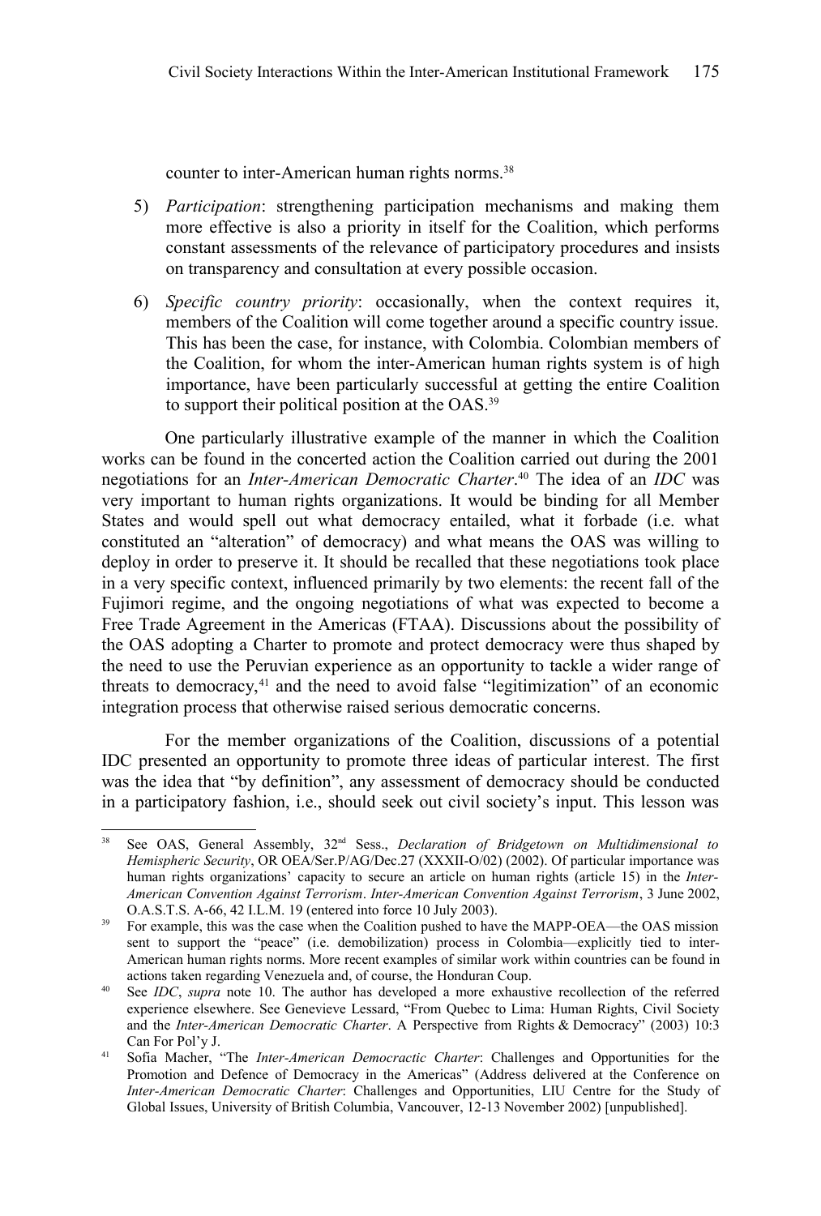counter to inter-American human rights norms.[38]

5) *Participation*: strengthening participation mechanisms and making them more effective is also a priority in itself for the Coalition, which performs constant assessments of the relevance of participatory procedures and insists on transparency and consultation at every possible occasion.

6) *Specific country priority*: occasionally, when the context requires it, members of the Coalition will come together around a specific country issue. This has been the case, for instance, with Colombia. Colombian members of the Coalition, for whom the inter-American human rights system is of high importance, have been particularly successful at getting the entire Coalition to support their political position at the OAS.[39]

One particularly illustrative example of the manner in which the Coalition works can be found in the concerted action the Coalition carried out during the 2001 negotiations for an *Inter-American Democratic Charter*.[40] The idea of an *IDC* was very important to human rights organizations. It would be binding for all Member States and would spell out what democracy entailed, what it forbade (i.e. what constituted an "alteration" of democracy) and what means the OAS was willing to deploy in order to preserve it. It should be recalled that these negotiations took place in a very specific context, influenced primarily by two elements: the recent fall of the Fujimori regime, and the ongoing negotiations of what was expected to become a Free Trade Agreement in the Americas (FTAA). Discussions about the possibility of the OAS adopting a Charter to promote and protect democracy were thus shaped by the need to use the Peruvian experience as an opportunity to tackle a wider range of threats to democracy,[41] and the need to avoid false "legitimization" of an economic integration process that otherwise raised serious democratic concerns.

For the member organizations of the Coalition, discussions of a potential IDC presented an opportunity to promote three ideas of particular interest. The first was the idea that "by definition", any assessment of democracy should be conducted in a participatory fashion, i.e., should seek out civil society's input. This lesson was

---

[38] See OAS, General Assembly, 32nd Sess., *Declaration of Bridgetown on Multidimensional to Hemispheric Security*, OR OEA/Ser.P/AG/Dec.27 (XXXII-O/02) (2002). Of particular importance was human rights organizations' capacity to secure an article on human rights (article 15) in the *Inter-American Convention Against Terrorism*. *Inter-American Convention Against Terrorism*, 3 June 2002, O.A.S.T.S. A-66, 42 I.L.M. 19 (entered into force 10 July 2003).

[39] For example, this was the case when the Coalition pushed to have the MAPP-OEA—the OAS mission sent to support the "peace" (i.e. demobilization) process in Colombia—explicitly tied to inter-American human rights norms. More recent examples of similar work within countries can be found in actions taken regarding Venezuela and, of course, the Honduran Coup.

[40] See *IDC*, *supra* note 10. The author has developed a more exhaustive recollection of the referred experience elsewhere. See Genevieve Lessard, "From Quebec to Lima: Human Rights, Civil Society and the *Inter-American Democratic Charter*. A Perspective from Rights & Democracy" (2003) 10:3 Can For Pol'y J.

[41] Sofia Macher, "The *Inter-American Democractic Charter*: Challenges and Opportunities for the Promotion and Defence of Democracy in the Americas" (Address delivered at the Conference on *Inter-American Democratic Charter*: Challenges and Opportunities, LIU Centre for the Study of Global Issues, University of British Columbia, Vancouver, 12-13 November 2002) [unpublished].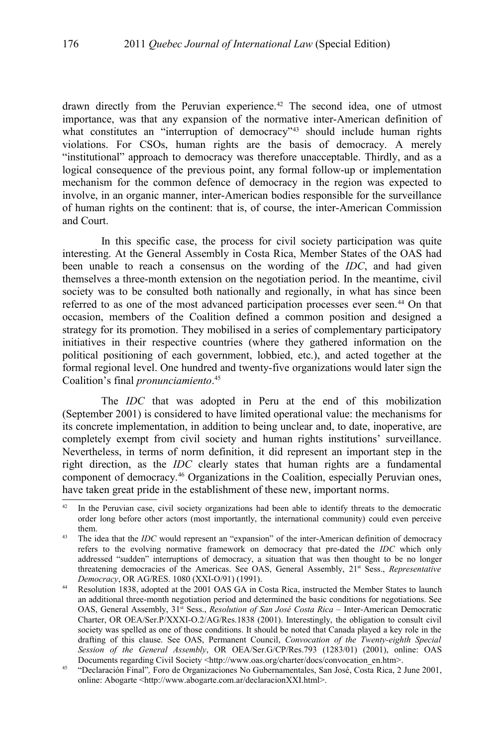drawn directly from the Peruvian experience.[42] The second idea, one of utmost importance, was that any expansion of the normative inter-American definition of what constitutes an "interruption of democracy"[43] should include human rights violations. For CSOs, human rights are the basis of democracy. A merely "institutional" approach to democracy was therefore unacceptable. Thirdly, and as a logical consequence of the previous point, any formal follow-up or implementation mechanism for the common defence of democracy in the region was expected to involve, in an organic manner, inter-American bodies responsible for the surveillance of human rights on the continent: that is, of course, the inter-American Commission and Court.

In this specific case, the process for civil society participation was quite interesting. At the General Assembly in Costa Rica, Member States of the OAS had been unable to reach a consensus on the wording of the *IDC*, and had given themselves a three-month extension on the negotiation period. In the meantime, civil society was to be consulted both nationally and regionally, in what has since been referred to as one of the most advanced participation processes ever seen.[44] On that occasion, members of the Coalition defined a common position and designed a strategy for its promotion. They mobilised in a series of complementary participatory initiatives in their respective countries (where they gathered information on the political positioning of each government, lobbied, etc.), and acted together at the formal regional level. One hundred and twenty-five organizations would later sign the Coalition's final *pronunciamiento*.[45]

The *IDC* that was adopted in Peru at the end of this mobilization (September 2001) is considered to have limited operational value: the mechanisms for its concrete implementation, in addition to being unclear and, to date, inoperative, are completely exempt from civil society and human rights institutions' surveillance. Nevertheless, in terms of norm definition, it did represent an important step in the right direction, as the *IDC* clearly states that human rights are a fundamental component of democracy.[46] Organizations in the Coalition, especially Peruvian ones, have taken great pride in the establishment of these new, important norms.

---

[42] In the Peruvian case, civil society organizations had been able to identify threats to the democratic order long before other actors (most importantly, the international community) could even perceive them.

[43] The idea that the *IDC* would represent an "expansion" of the inter-American definition of democracy refers to the evolving normative framework on democracy that pre-dated the *IDC* which only addressed "sudden" interruptions of democracy, a situation that was then thought to be no longer threatening democracies of the Americas. See OAS, General Assembly, 21st Sess., *Representative Democracy*, OR AG/RES. 1080 (XXI-O/91) (1991).

[44] Resolution 1838, adopted at the 2001 OAS GA in Costa Rica, instructed the Member States to launch an additional three-month negotiation period and determined the basic conditions for negotiations. See OAS, General Assembly, 31st Sess., *Resolution of San José Costa Rica* – Inter-American Democratic Charter, OR OEA/Ser.P/XXXI-O.2/AG/Res.1838 (2001). Interestingly, the obligation to consult civil society was spelled as one of those conditions. It should be noted that Canada played a key role in the drafting of this clause. See OAS, Permanent Council, *Convocation of the Twenty-eighth Special Session of the General Assembly*, OR OEA/Ser.G/CP/Res.793 (1283/01) (2001), online: OAS Documents regarding Civil Society <http://www.oas.org/charter/docs/convocation_en.htm>.

[45] "Declaración Final"*,* Foro de Organizaciones No Gubernamentales, San José, Costa Rica, 2 June 2001, online: Abogarte <http://www.abogarte.com.ar/declaracionXXI.html>.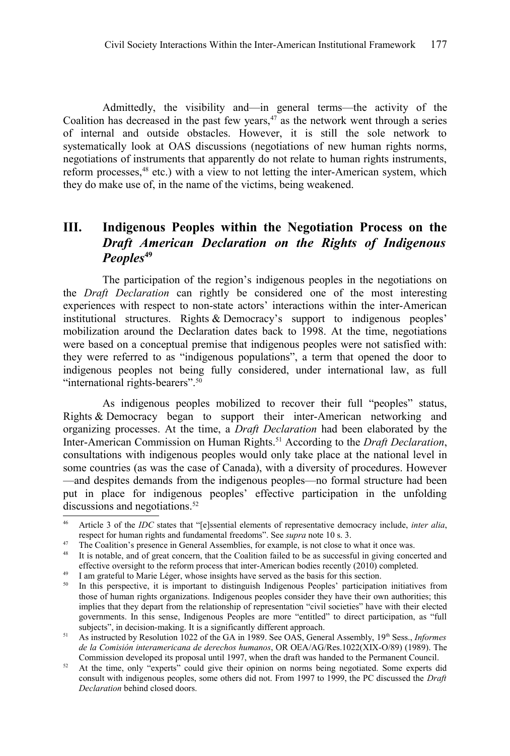Admittedly, the visibility and—in general terms—the activity of the Coalition has decreased in the past few years,[47] as the network went through a series of internal and outside obstacles. However, it is still the sole network to systematically look at OAS discussions (negotiations of new human rights norms, negotiations of instruments that apparently do not relate to human rights instruments, reform processes,[48] etc.) with a view to not letting the inter-American system, which they do make use of, in the name of the victims, being weakened.

## III. Indigenous Peoples within the Negotiation Process on the *Draft American Declaration on the Rights of Indigenous Peoples*[49]

The participation of the region's indigenous peoples in the negotiations on the *Draft Declaration* can rightly be considered one of the most interesting experiences with respect to non-state actors' interactions within the inter-American institutional structures. Rights & Democracy's support to indigenous peoples' mobilization around the Declaration dates back to 1998. At the time, negotiations were based on a conceptual premise that indigenous peoples were not satisfied with: they were referred to as "indigenous populations", a term that opened the door to indigenous peoples not being fully considered, under international law, as full "international rights-bearers".[50]

As indigenous peoples mobilized to recover their full "peoples" status, Rights & Democracy began to support their inter-American networking and organizing processes. At the time, a *Draft Declaration* had been elaborated by the Inter-American Commission on Human Rights.[51] According to the *Draft Declaration*, consultations with indigenous peoples would only take place at the national level in some countries (as was the case of Canada), with a diversity of procedures. However—and despites demands from the indigenous peoples—no formal structure had been put in place for indigenous peoples' effective participation in the unfolding discussions and negotiations.[52]

---

[46] Article 3 of the *IDC* states that "[e]ssential elements of representative democracy include, *inter alia*, respect for human rights and fundamental freedoms". See *supra* note 10 s. 3.

[47] The Coalition's presence in General Assemblies, for example, is not close to what it once was.

[48] It is notable, and of great concern, that the Coalition failed to be as successful in giving concerted and effective oversight to the reform process that inter-American bodies recently (2010) completed.

[49] I am grateful to Marie Léger, whose insights have served as the basis for this section.

[50] In this perspective, it is important to distinguish Indigenous Peoples' participation initiatives from those of human rights organizations. Indigenous peoples consider they have their own authorities; this implies that they depart from the relationship of representation "civil societies" have with their elected governments. In this sense, Indigenous Peoples are more "entitled" to direct participation, as "full subjects", in decision-making. It is a significantly different approach.

[51] As instructed by Resolution 1022 of the GA in 1989. See OAS, General Assembly, 19th Sess., *Informes de la Comisión interamericana de derechos humanos*, OR OEA/AG/Res.1022(XIX-O/89) (1989). The Commission developed its proposal until 1997, when the draft was handed to the Permanent Council.

[52] At the time, only "experts" could give their opinion on norms being negotiated. Some experts did consult with indigenous peoples, some others did not. From 1997 to 1999, the PC discussed the *Draft Declaration* behind closed doors.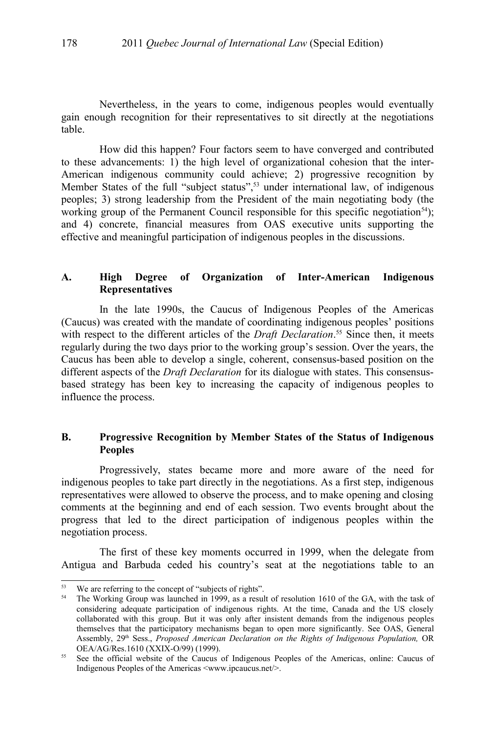Nevertheless, in the years to come, indigenous peoples would eventually gain enough recognition for their representatives to sit directly at the negotiations table.

How did this happen? Four factors seem to have converged and contributed to these advancements: 1) the high level of organizational cohesion that the inter-American indigenous community could achieve; 2) progressive recognition by Member States of the full "subject status",[53] under international law, of indigenous peoples; 3) strong leadership from the President of the main negotiating body (the working group of the Permanent Council responsible for this specific negotiation[54]); and 4) concrete, financial measures from OAS executive units supporting the effective and meaningful participation of indigenous peoples in the discussions.

### A. High Degree of Organization of Inter-American Indigenous Representatives

In the late 1990s, the Caucus of Indigenous Peoples of the Americas (Caucus) was created with the mandate of coordinating indigenous peoples' positions with respect to the different articles of the *Draft Declaration*.[55] Since then, it meets regularly during the two days prior to the working group's session. Over the years, the Caucus has been able to develop a single, coherent, consensus-based position on the different aspects of the *Draft Declaration* for its dialogue with states. This consensus-based strategy has been key to increasing the capacity of indigenous peoples to influence the process.

### B. Progressive Recognition by Member States of the Status of Indigenous Peoples

Progressively, states became more and more aware of the need for indigenous peoples to take part directly in the negotiations. As a first step, indigenous representatives were allowed to observe the process, and to make opening and closing comments at the beginning and end of each session. Two events brought about the progress that led to the direct participation of indigenous peoples within the negotiation process.

The first of these key moments occurred in 1999, when the delegate from Antigua and Barbuda ceded his country's seat at the negotiations table to an

---

[53] We are referring to the concept of "subjects of rights".

[54] The Working Group was launched in 1999, as a result of resolution 1610 of the GA, with the task of considering adequate participation of indigenous rights. At the time, Canada and the US closely collaborated with this group. But it was only after insistent demands from the indigenous peoples themselves that the participatory mechanisms began to open more significantly. See OAS, General Assembly, 29th Sess., *Proposed American Declaration on the Rights of Indigenous Population,* OR OEA/AG/Res.1610 (XXIX-O/99) (1999).

[55] See the official website of the Caucus of Indigenous Peoples of the Americas, online: Caucus of Indigenous Peoples of the Americas <www.ipcaucus.net/>.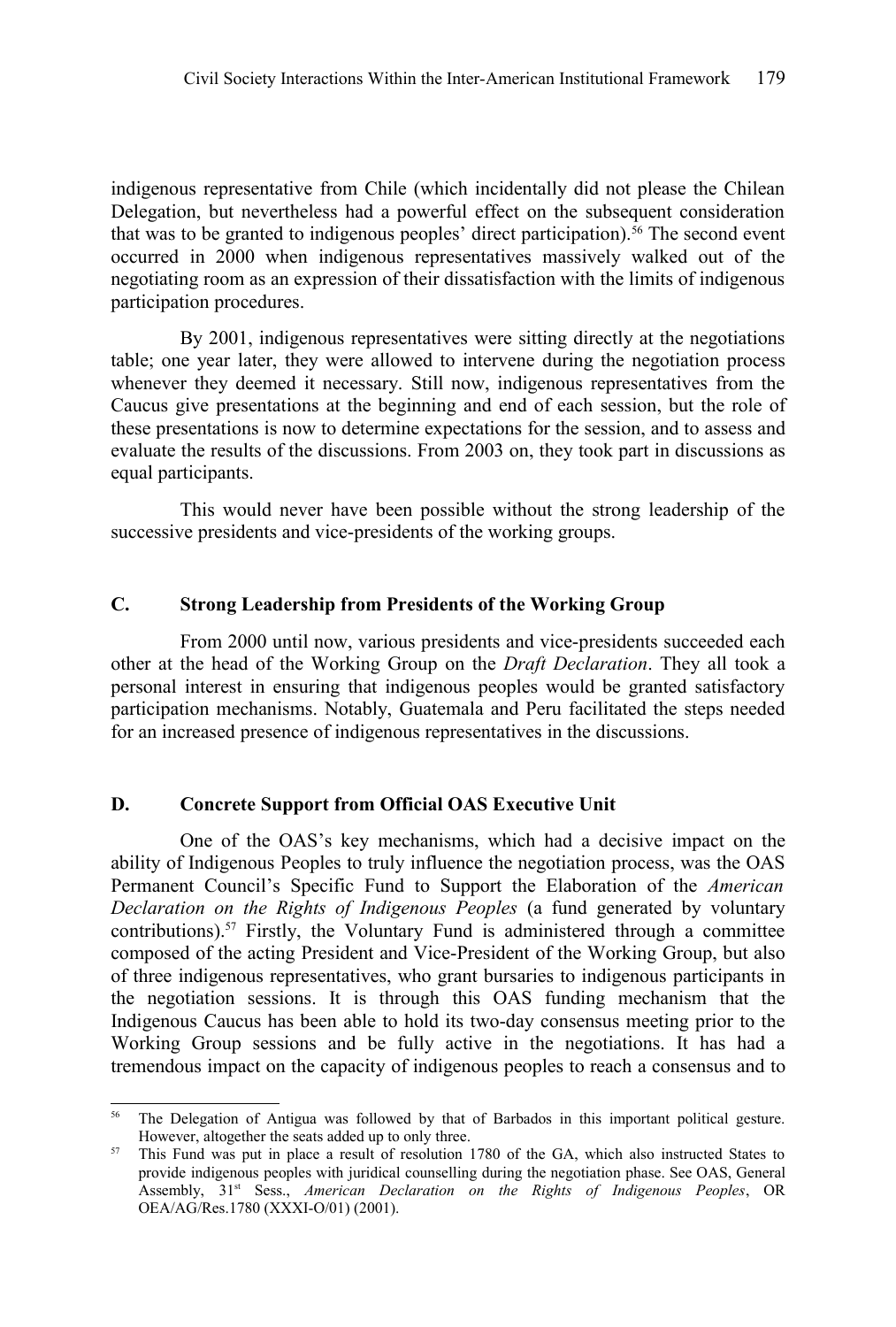indigenous representative from Chile (which incidentally did not please the Chilean Delegation, but nevertheless had a powerful effect on the subsequent consideration that was to be granted to indigenous peoples' direct participation).[56] The second event occurred in 2000 when indigenous representatives massively walked out of the negotiating room as an expression of their dissatisfaction with the limits of indigenous participation procedures.

By 2001, indigenous representatives were sitting directly at the negotiations table; one year later, they were allowed to intervene during the negotiation process whenever they deemed it necessary. Still now, indigenous representatives from the Caucus give presentations at the beginning and end of each session, but the role of these presentations is now to determine expectations for the session, and to assess and evaluate the results of the discussions. From 2003 on, they took part in discussions as equal participants.

This would never have been possible without the strong leadership of the successive presidents and vice-presidents of the working groups.

## C. Strong Leadership from Presidents of the Working Group

From 2000 until now, various presidents and vice-presidents succeeded each other at the head of the Working Group on the *Draft Declaration*. They all took a personal interest in ensuring that indigenous peoples would be granted satisfactory participation mechanisms. Notably, Guatemala and Peru facilitated the steps needed for an increased presence of indigenous representatives in the discussions.

## D. Concrete Support from Official OAS Executive Unit

One of the OAS's key mechanisms, which had a decisive impact on the ability of Indigenous Peoples to truly influence the negotiation process, was the OAS Permanent Council's Specific Fund to Support the Elaboration of the *American Declaration on the Rights of Indigenous Peoples* (a fund generated by voluntary contributions).[57] Firstly, the Voluntary Fund is administered through a committee composed of the acting President and Vice-President of the Working Group, but also of three indigenous representatives, who grant bursaries to indigenous participants in the negotiation sessions. It is through this OAS funding mechanism that the Indigenous Caucus has been able to hold its two-day consensus meeting prior to the Working Group sessions and be fully active in the negotiations. It has had a tremendous impact on the capacity of indigenous peoples to reach a consensus and to

---

[56] The Delegation of Antigua was followed by that of Barbados in this important political gesture. However, altogether the seats added up to only three.

[57] This Fund was put in place a result of resolution 1780 of the GA, which also instructed States to provide indigenous peoples with juridical counselling during the negotiation phase. See OAS, General Assembly, 31st Sess., *American Declaration on the Rights of Indigenous Peoples*, OR OEA/AG/Res.1780 (XXXI-O/01) (2001).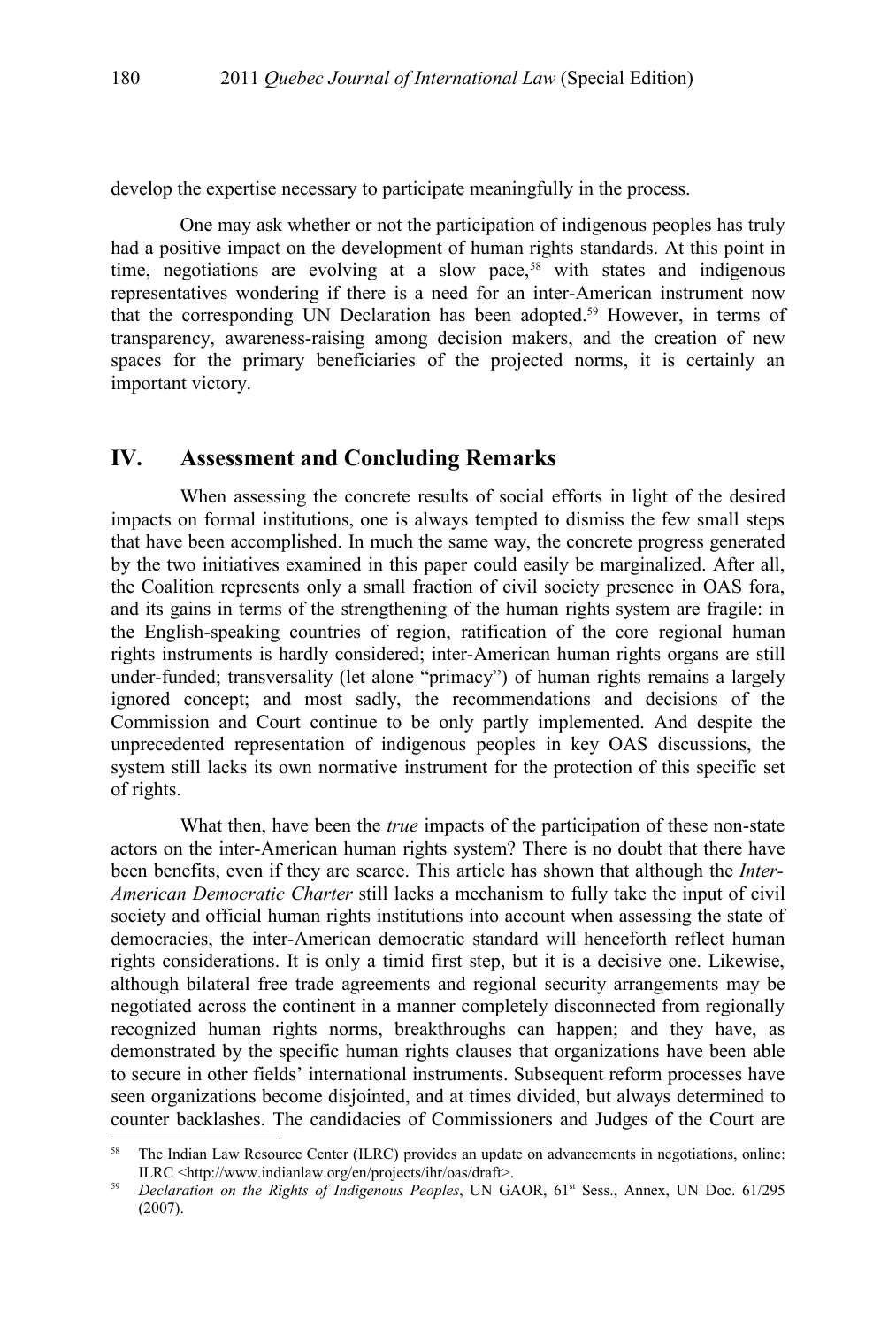develop the expertise necessary to participate meaningfully in the process.

One may ask whether or not the participation of indigenous peoples has truly had a positive impact on the development of human rights standards. At this point in time, negotiations are evolving at a slow pace,[58] with states and indigenous representatives wondering if there is a need for an inter-American instrument now that the corresponding UN Declaration has been adopted.[59] However, in terms of transparency, awareness-raising among decision makers, and the creation of new spaces for the primary beneficiaries of the projected norms, it is certainly an important victory.

## IV. Assessment and Concluding Remarks

When assessing the concrete results of social efforts in light of the desired impacts on formal institutions, one is always tempted to dismiss the few small steps that have been accomplished. In much the same way, the concrete progress generated by the two initiatives examined in this paper could easily be marginalized. After all, the Coalition represents only a small fraction of civil society presence in OAS fora, and its gains in terms of the strengthening of the human rights system are fragile: in the English-speaking countries of region, ratification of the core regional human rights instruments is hardly considered; inter-American human rights organs are still under-funded; transversality (let alone "primacy") of human rights remains a largely ignored concept; and most sadly, the recommendations and decisions of the Commission and Court continue to be only partly implemented. And despite the unprecedented representation of indigenous peoples in key OAS discussions, the system still lacks its own normative instrument for the protection of this specific set of rights.

What then, have been the *true* impacts of the participation of these non-state actors on the inter-American human rights system? There is no doubt that there have been benefits, even if they are scarce. This article has shown that although the *Inter-American Democratic Charter* still lacks a mechanism to fully take the input of civil society and official human rights institutions into account when assessing the state of democracies, the inter-American democratic standard will henceforth reflect human rights considerations. It is only a timid first step, but it is a decisive one. Likewise, although bilateral free trade agreements and regional security arrangements may be negotiated across the continent in a manner completely disconnected from regionally recognized human rights norms, breakthroughs can happen; and they have, as demonstrated by the specific human rights clauses that organizations have been able to secure in other fields' international instruments. Subsequent reform processes have seen organizations become disjointed, and at times divided, but always determined to counter backlashes. The candidacies of Commissioners and Judges of the Court are

---

[58] The Indian Law Resource Center (ILRC) provides an update on advancements in negotiations, online: ILRC <http://www.indianlaw.org/en/projects/ihr/oas/draft>.

[59] *Declaration on the Rights of Indigenous Peoples*, UN GAOR, 61st Sess., Annex, UN Doc. 61/295 (2007).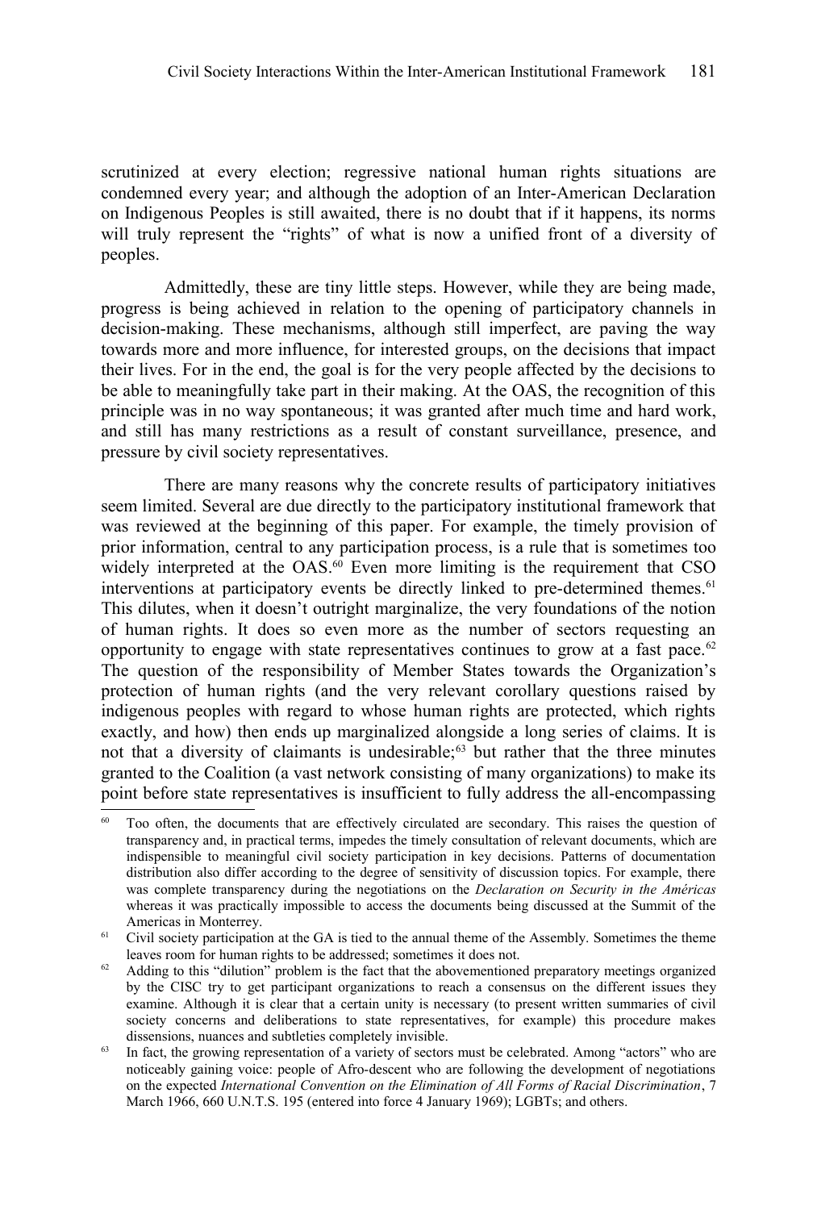scrutinized at every election; regressive national human rights situations are condemned every year; and although the adoption of an Inter-American Declaration on Indigenous Peoples is still awaited, there is no doubt that if it happens, its norms will truly represent the "rights" of what is now a unified front of a diversity of peoples.

Admittedly, these are tiny little steps. However, while they are being made, progress is being achieved in relation to the opening of participatory channels in decision-making. These mechanisms, although still imperfect, are paving the way towards more and more influence, for interested groups, on the decisions that impact their lives. For in the end, the goal is for the very people affected by the decisions to be able to meaningfully take part in their making. At the OAS, the recognition of this principle was in no way spontaneous; it was granted after much time and hard work, and still has many restrictions as a result of constant surveillance, presence, and pressure by civil society representatives.

There are many reasons why the concrete results of participatory initiatives seem limited. Several are due directly to the participatory institutional framework that was reviewed at the beginning of this paper. For example, the timely provision of prior information, central to any participation process, is a rule that is sometimes too widely interpreted at the OAS.[60] Even more limiting is the requirement that CSO interventions at participatory events be directly linked to pre-determined themes.[61] This dilutes, when it doesn't outright marginalize, the very foundations of the notion of human rights. It does so even more as the number of sectors requesting an opportunity to engage with state representatives continues to grow at a fast pace.[62] The question of the responsibility of Member States towards the Organization's protection of human rights (and the very relevant corollary questions raised by indigenous peoples with regard to whose human rights are protected, which rights exactly, and how) then ends up marginalized alongside a long series of claims. It is not that a diversity of claimants is undesirable;[63] but rather that the three minutes granted to the Coalition (a vast network consisting of many organizations) to make its point before state representatives is insufficient to fully address the all-encompassing

---

[60] Too often, the documents that are effectively circulated are secondary. This raises the question of transparency and, in practical terms, impedes the timely consultation of relevant documents, which are indispensible to meaningful civil society participation in key decisions. Patterns of documentation distribution also differ according to the degree of sensitivity of discussion topics. For example, there was complete transparency during the negotiations on the *Declaration on Security in the Américas* whereas it was practically impossible to access the documents being discussed at the Summit of the Americas in Monterrey.

[61] Civil society participation at the GA is tied to the annual theme of the Assembly. Sometimes the theme leaves room for human rights to be addressed; sometimes it does not.

[62] Adding to this "dilution" problem is the fact that the abovementioned preparatory meetings organized by the CISC try to get participant organizations to reach a consensus on the different issues they examine. Although it is clear that a certain unity is necessary (to present written summaries of civil society concerns and deliberations to state representatives, for example) this procedure makes dissensions, nuances and subtleties completely invisible.

[63] In fact, the growing representation of a variety of sectors must be celebrated. Among "actors" who are noticeably gaining voice: people of Afro-descent who are following the development of negotiations on the expected *International Convention on the Elimination of All Forms of Racial Discrimination*, 7 March 1966, 660 U.N.T.S. 195 (entered into force 4 January 1969); LGBTs; and others.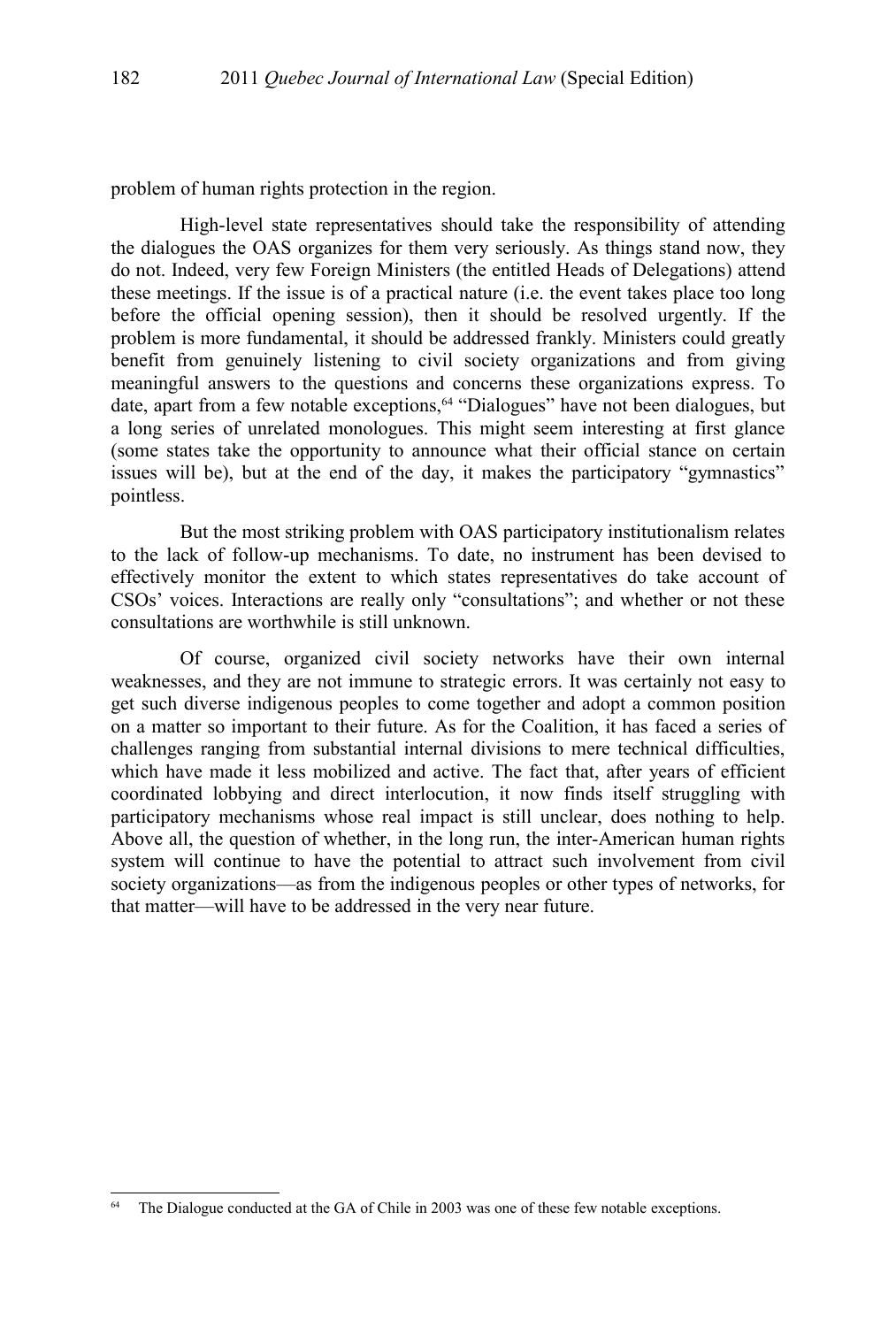problem of human rights protection in the region.

High-level state representatives should take the responsibility of attending the dialogues the OAS organizes for them very seriously. As things stand now, they do not. Indeed, very few Foreign Ministers (the entitled Heads of Delegations) attend these meetings. If the issue is of a practical nature (i.e. the event takes place too long before the official opening session), then it should be resolved urgently. If the problem is more fundamental, it should be addressed frankly. Ministers could greatly benefit from genuinely listening to civil society organizations and from giving meaningful answers to the questions and concerns these organizations express. To date, apart from a few notable exceptions,[64] "Dialogues" have not been dialogues, but a long series of unrelated monologues. This might seem interesting at first glance (some states take the opportunity to announce what their official stance on certain issues will be), but at the end of the day, it makes the participatory "gymnastics" pointless.

But the most striking problem with OAS participatory institutionalism relates to the lack of follow-up mechanisms. To date, no instrument has been devised to effectively monitor the extent to which states representatives do take account of CSOs' voices. Interactions are really only "consultations"; and whether or not these consultations are worthwhile is still unknown.

Of course, organized civil society networks have their own internal weaknesses, and they are not immune to strategic errors. It was certainly not easy to get such diverse indigenous peoples to come together and adopt a common position on a matter so important to their future. As for the Coalition, it has faced a series of challenges ranging from substantial internal divisions to mere technical difficulties, which have made it less mobilized and active. The fact that, after years of efficient coordinated lobbying and direct interlocution, it now finds itself struggling with participatory mechanisms whose real impact is still unclear, does nothing to help. Above all, the question of whether, in the long run, the inter-American human rights system will continue to have the potential to attract such involvement from civil society organizations—as from the indigenous peoples or other types of networks, for that matter—will have to be addressed in the very near future.

---

[64] The Dialogue conducted at the GA of Chile in 2003 was one of these few notable exceptions.